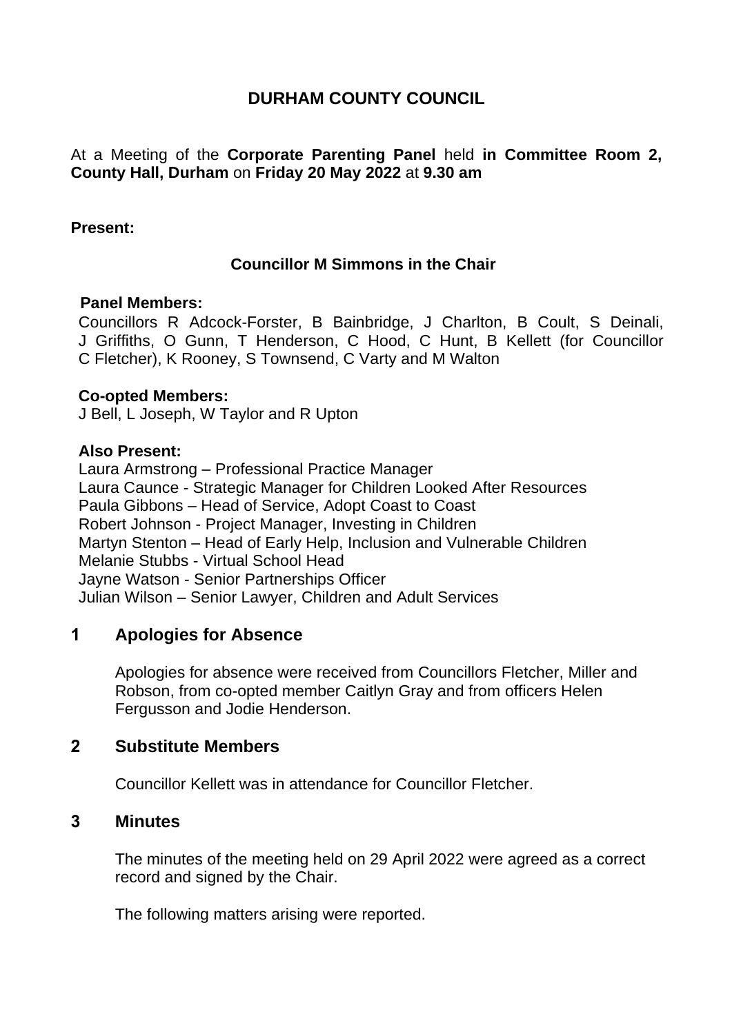# DURHAM COUNTY COUNCIL

At a Meeting of the **Corporate Parenting Panel** held **in Committee Room 2, County Hall, Durham** on **Friday 20 May 2022** at **9.30 am**

**Present:**

**Councillor M Simmons in the Chair**

**Panel Members:**

Councillors R Adcock-Forster, B Bainbridge, J Charlton, B Coult, S Deinali, J Griffiths, O Gunn, T Henderson, C Hood, C Hunt, B Kellett (for Councillor C Fletcher), K Rooney, S Townsend, C Varty and M Walton

**Co-opted Members:**

J Bell, L Joseph, W Taylor and R Upton

**Also Present:**

Laura Armstrong – Professional Practice Manager
Laura Caunce - Strategic Manager for Children Looked After Resources
Paula Gibbons – Head of Service, Adopt Coast to Coast
Robert Johnson - Project Manager, Investing in Children
Martyn Stenton – Head of Early Help, Inclusion and Vulnerable Children
Melanie Stubbs - Virtual School Head
Jayne Watson - Senior Partnerships Officer
Julian Wilson – Senior Lawyer, Children and Adult Services

## 1 Apologies for Absence

Apologies for absence were received from Councillors Fletcher, Miller and Robson, from co-opted member Caitlyn Gray and from officers Helen Fergusson and Jodie Henderson.

## 2 Substitute Members

Councillor Kellett was in attendance for Councillor Fletcher.

## 3 Minutes

The minutes of the meeting held on 29 April 2022 were agreed as a correct record and signed by the Chair.

The following matters arising were reported.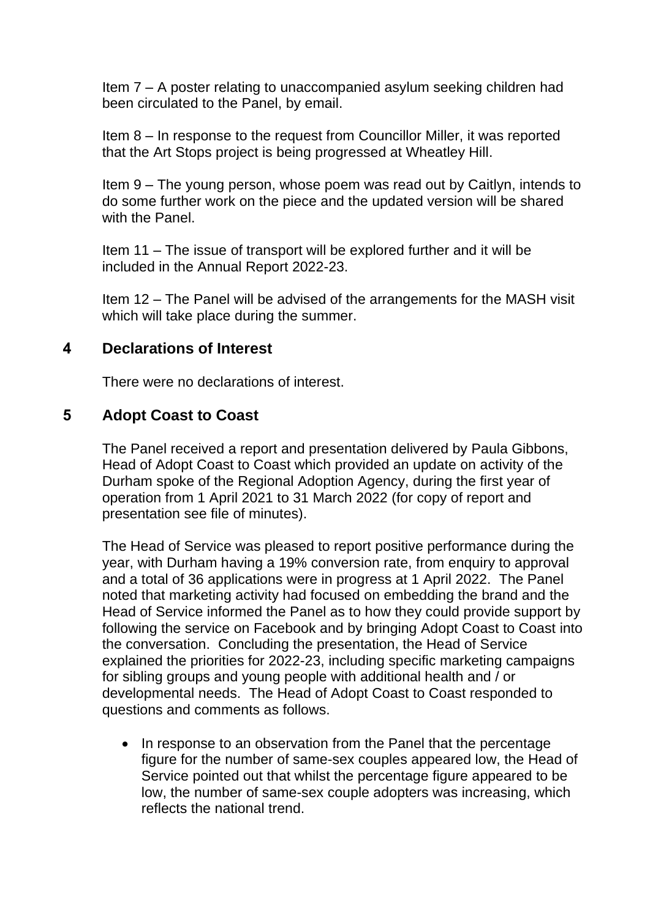Item 7 – A poster relating to unaccompanied asylum seeking children had been circulated to the Panel, by email.

Item 8 – In response to the request from Councillor Miller, it was reported that the Art Stops project is being progressed at Wheatley Hill.

Item 9 – The young person, whose poem was read out by Caitlyn, intends to do some further work on the piece and the updated version will be shared with the Panel.

Item 11 – The issue of transport will be explored further and it will be included in the Annual Report 2022-23.

Item 12 – The Panel will be advised of the arrangements for the MASH visit which will take place during the summer.

## 4 Declarations of Interest

There were no declarations of interest.

## 5 Adopt Coast to Coast

The Panel received a report and presentation delivered by Paula Gibbons, Head of Adopt Coast to Coast which provided an update on activity of the Durham spoke of the Regional Adoption Agency, during the first year of operation from 1 April 2021 to 31 March 2022 (for copy of report and presentation see file of minutes).

The Head of Service was pleased to report positive performance during the year, with Durham having a 19% conversion rate, from enquiry to approval and a total of 36 applications were in progress at 1 April 2022. The Panel noted that marketing activity had focused on embedding the brand and the Head of Service informed the Panel as to how they could provide support by following the service on Facebook and by bringing Adopt Coast to Coast into the conversation. Concluding the presentation, the Head of Service explained the priorities for 2022-23, including specific marketing campaigns for sibling groups and young people with additional health and / or developmental needs. The Head of Adopt Coast to Coast responded to questions and comments as follows.

- In response to an observation from the Panel that the percentage figure for the number of same-sex couples appeared low, the Head of Service pointed out that whilst the percentage figure appeared to be low, the number of same-sex couple adopters was increasing, which reflects the national trend.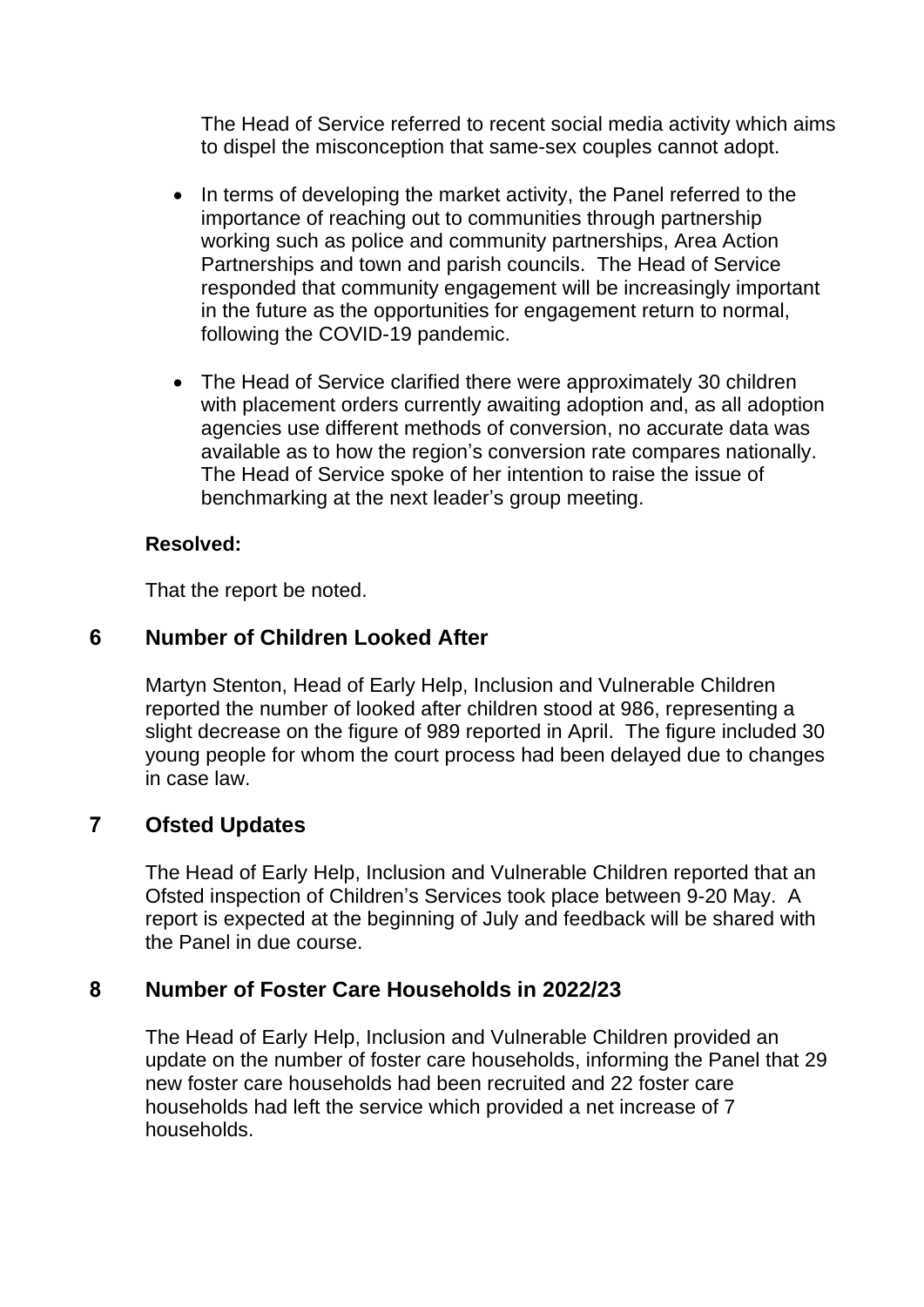The Head of Service referred to recent social media activity which aims to dispel the misconception that same-sex couples cannot adopt.

- In terms of developing the market activity, the Panel referred to the importance of reaching out to communities through partnership working such as police and community partnerships, Area Action Partnerships and town and parish councils. The Head of Service responded that community engagement will be increasingly important in the future as the opportunities for engagement return to normal, following the COVID-19 pandemic.
- The Head of Service clarified there were approximately 30 children with placement orders currently awaiting adoption and, as all adoption agencies use different methods of conversion, no accurate data was available as to how the region's conversion rate compares nationally. The Head of Service spoke of her intention to raise the issue of benchmarking at the next leader's group meeting.

**Resolved:**

That the report be noted.

## 6 Number of Children Looked After

Martyn Stenton, Head of Early Help, Inclusion and Vulnerable Children reported the number of looked after children stood at 986, representing a slight decrease on the figure of 989 reported in April. The figure included 30 young people for whom the court process had been delayed due to changes in case law.

## 7 Ofsted Updates

The Head of Early Help, Inclusion and Vulnerable Children reported that an Ofsted inspection of Children's Services took place between 9-20 May. A report is expected at the beginning of July and feedback will be shared with the Panel in due course.

## 8 Number of Foster Care Households in 2022/23

The Head of Early Help, Inclusion and Vulnerable Children provided an update on the number of foster care households, informing the Panel that 29 new foster care households had been recruited and 22 foster care households had left the service which provided a net increase of 7 households.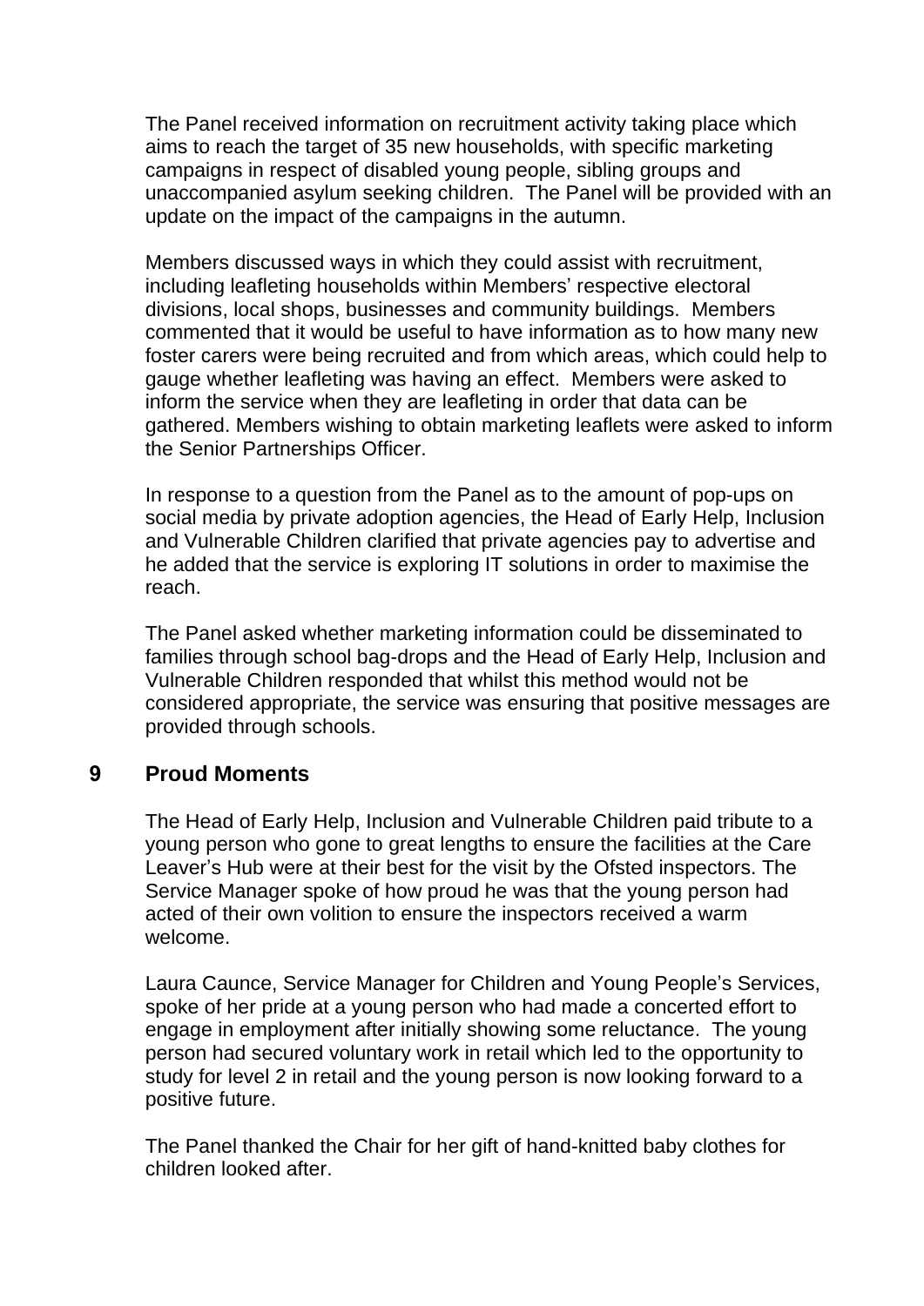The Panel received information on recruitment activity taking place which aims to reach the target of 35 new households, with specific marketing campaigns in respect of disabled young people, sibling groups and unaccompanied asylum seeking children. The Panel will be provided with an update on the impact of the campaigns in the autumn.

Members discussed ways in which they could assist with recruitment, including leafleting households within Members' respective electoral divisions, local shops, businesses and community buildings. Members commented that it would be useful to have information as to how many new foster carers were being recruited and from which areas, which could help to gauge whether leafleting was having an effect. Members were asked to inform the service when they are leafleting in order that data can be gathered. Members wishing to obtain marketing leaflets were asked to inform the Senior Partnerships Officer.

In response to a question from the Panel as to the amount of pop-ups on social media by private adoption agencies, the Head of Early Help, Inclusion and Vulnerable Children clarified that private agencies pay to advertise and he added that the service is exploring IT solutions in order to maximise the reach.

The Panel asked whether marketing information could be disseminated to families through school bag-drops and the Head of Early Help, Inclusion and Vulnerable Children responded that whilst this method would not be considered appropriate, the service was ensuring that positive messages are provided through schools.

## 9 Proud Moments

The Head of Early Help, Inclusion and Vulnerable Children paid tribute to a young person who gone to great lengths to ensure the facilities at the Care Leaver's Hub were at their best for the visit by the Ofsted inspectors. The Service Manager spoke of how proud he was that the young person had acted of their own volition to ensure the inspectors received a warm welcome.

Laura Caunce, Service Manager for Children and Young People's Services, spoke of her pride at a young person who had made a concerted effort to engage in employment after initially showing some reluctance. The young person had secured voluntary work in retail which led to the opportunity to study for level 2 in retail and the young person is now looking forward to a positive future.

The Panel thanked the Chair for her gift of hand-knitted baby clothes for children looked after.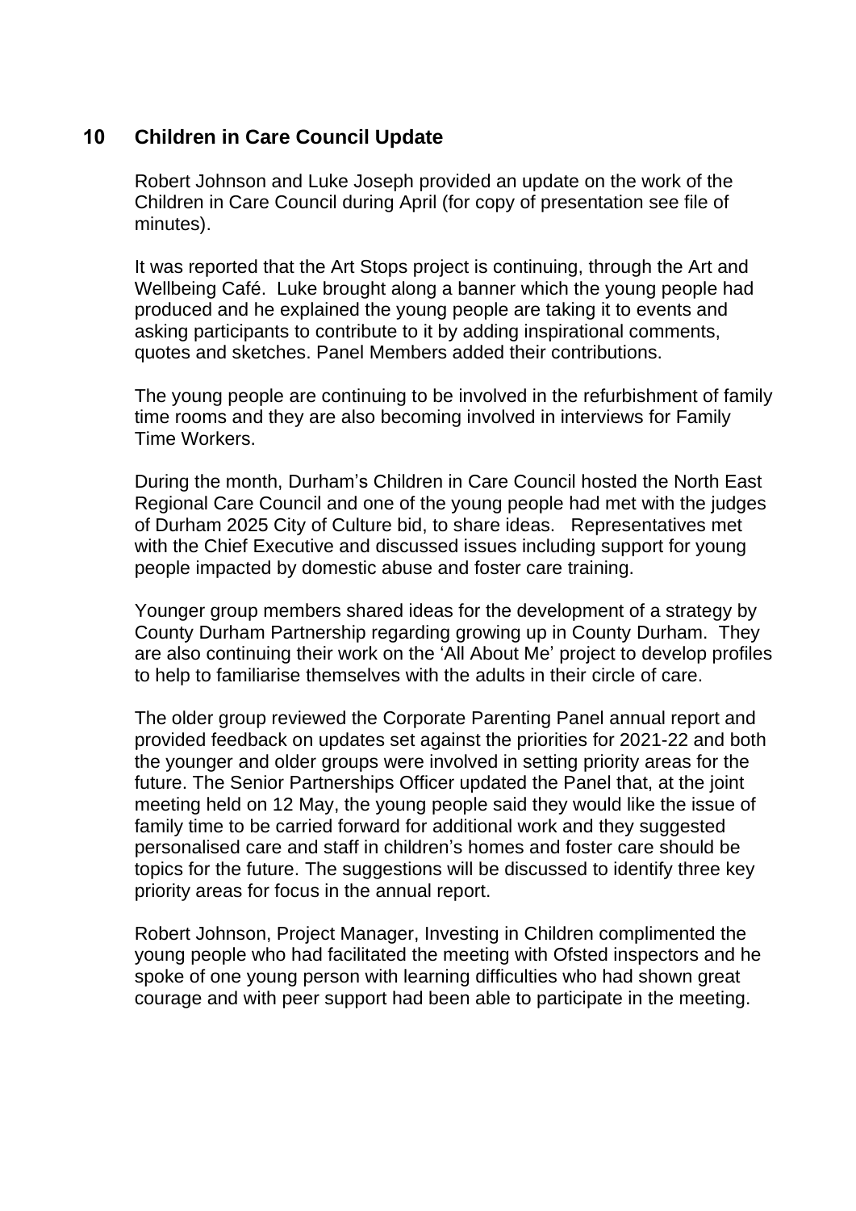## 10 Children in Care Council Update

Robert Johnson and Luke Joseph provided an update on the work of the Children in Care Council during April (for copy of presentation see file of minutes).

It was reported that the Art Stops project is continuing, through the Art and Wellbeing Café. Luke brought along a banner which the young people had produced and he explained the young people are taking it to events and asking participants to contribute to it by adding inspirational comments, quotes and sketches. Panel Members added their contributions.

The young people are continuing to be involved in the refurbishment of family time rooms and they are also becoming involved in interviews for Family Time Workers.

During the month, Durham's Children in Care Council hosted the North East Regional Care Council and one of the young people had met with the judges of Durham 2025 City of Culture bid, to share ideas. Representatives met with the Chief Executive and discussed issues including support for young people impacted by domestic abuse and foster care training.

Younger group members shared ideas for the development of a strategy by County Durham Partnership regarding growing up in County Durham. They are also continuing their work on the 'All About Me' project to develop profiles to help to familiarise themselves with the adults in their circle of care.

The older group reviewed the Corporate Parenting Panel annual report and provided feedback on updates set against the priorities for 2021-22 and both the younger and older groups were involved in setting priority areas for the future. The Senior Partnerships Officer updated the Panel that, at the joint meeting held on 12 May, the young people said they would like the issue of family time to be carried forward for additional work and they suggested personalised care and staff in children's homes and foster care should be topics for the future. The suggestions will be discussed to identify three key priority areas for focus in the annual report.

Robert Johnson, Project Manager, Investing in Children complimented the young people who had facilitated the meeting with Ofsted inspectors and he spoke of one young person with learning difficulties who had shown great courage and with peer support had been able to participate in the meeting.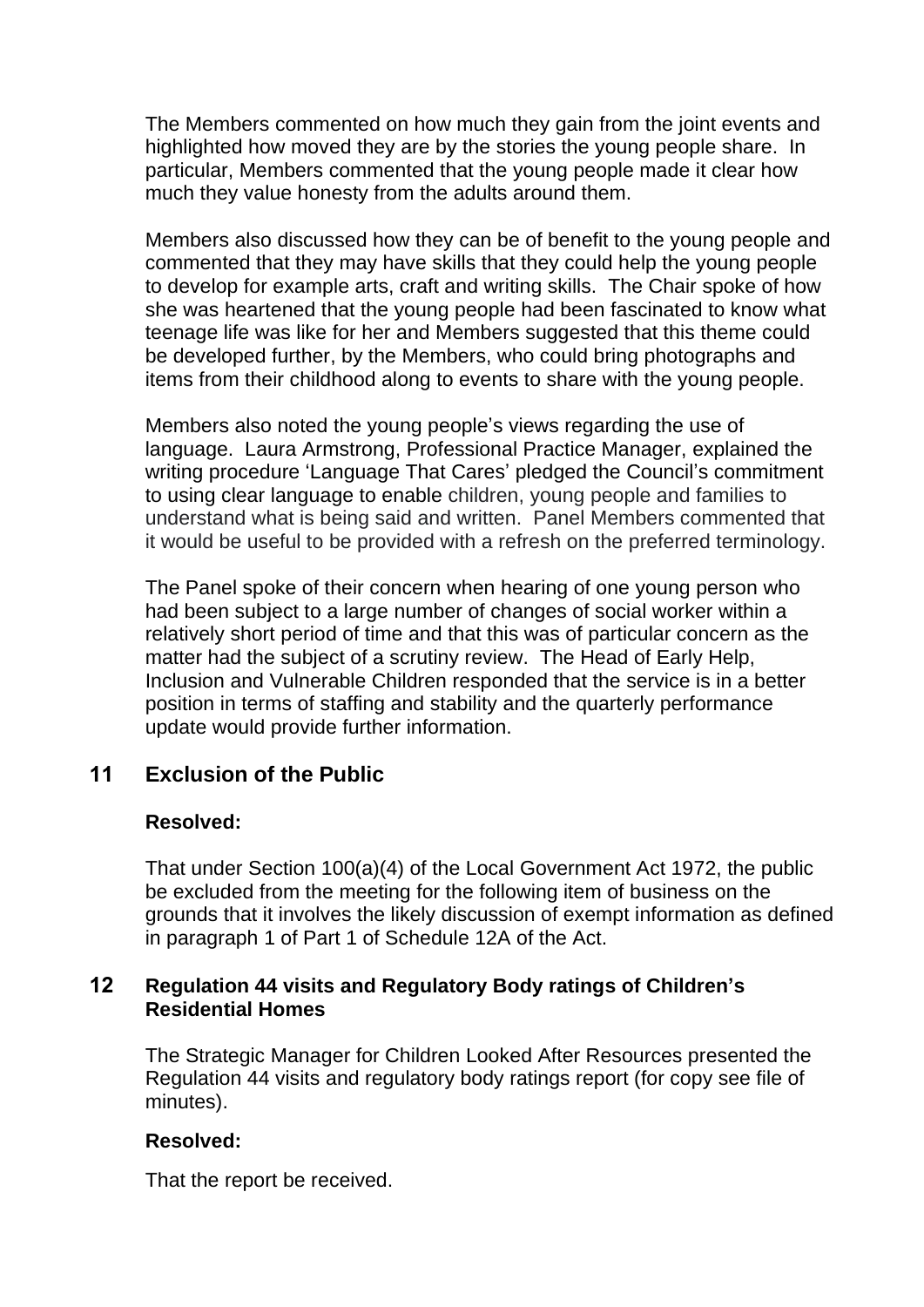The Members commented on how much they gain from the joint events and highlighted how moved they are by the stories the young people share. In particular, Members commented that the young people made it clear how much they value honesty from the adults around them.

Members also discussed how they can be of benefit to the young people and commented that they may have skills that they could help the young people to develop for example arts, craft and writing skills. The Chair spoke of how she was heartened that the young people had been fascinated to know what teenage life was like for her and Members suggested that this theme could be developed further, by the Members, who could bring photographs and items from their childhood along to events to share with the young people.

Members also noted the young people's views regarding the use of language. Laura Armstrong, Professional Practice Manager, explained the writing procedure 'Language That Cares' pledged the Council's commitment to using clear language to enable children, young people and families to understand what is being said and written. Panel Members commented that it would be useful to be provided with a refresh on the preferred terminology.

The Panel spoke of their concern when hearing of one young person who had been subject to a large number of changes of social worker within a relatively short period of time and that this was of particular concern as the matter had the subject of a scrutiny review. The Head of Early Help, Inclusion and Vulnerable Children responded that the service is in a better position in terms of staffing and stability and the quarterly performance update would provide further information.

## 11 Exclusion of the Public

**Resolved:**

That under Section 100(a)(4) of the Local Government Act 1972, the public be excluded from the meeting for the following item of business on the grounds that it involves the likely discussion of exempt information as defined in paragraph 1 of Part 1 of Schedule 12A of the Act.

## 12 Regulation 44 visits and Regulatory Body ratings of Children's Residential Homes

The Strategic Manager for Children Looked After Resources presented the Regulation 44 visits and regulatory body ratings report (for copy see file of minutes).

**Resolved:**

That the report be received.